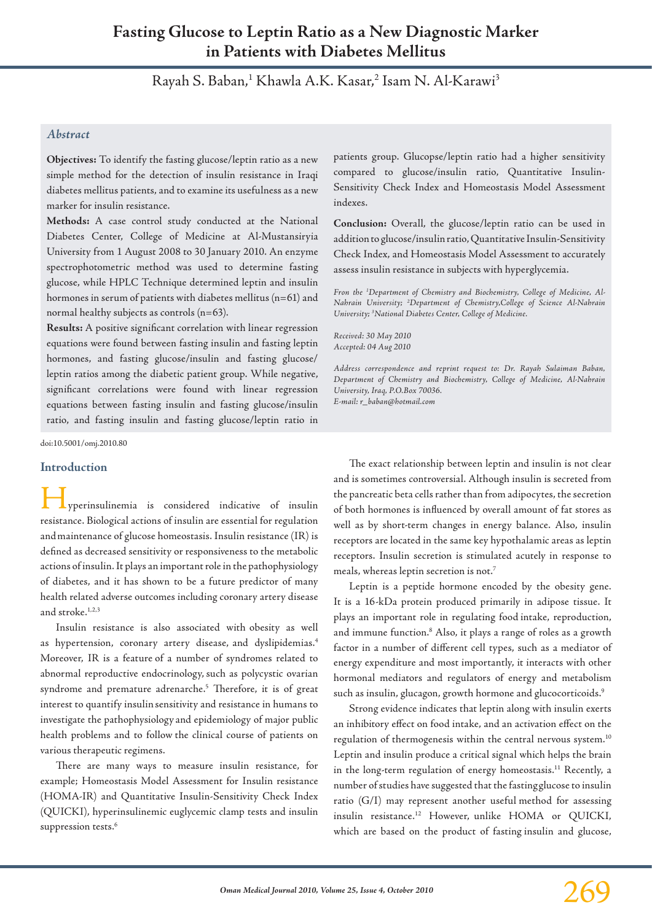# Fasting Glucose to Leptin Ratio as a New Diagnostic Marker in Patients with Diabetes Mellitus

Rayah S. Baban,[1] Khawla A.K. Kasar,[2] Isam N. Al-Karawi[3]

## Abstract

**Objectives:** To identify the fasting glucose/leptin ratio as a new simple method for the detection of insulin resistance in Iraqi diabetes mellitus patients, and to examine its usefulness as a new marker for insulin resistance.

**Methods:** A case control study conducted at the National Diabetes Center, College of Medicine at Al-Mustansiryia University from 1 August 2008 to 30 January 2010. An enzyme spectrophotometric method was used to determine fasting glucose, while HPLC Technique determined leptin and insulin hormones in serum of patients with diabetes mellitus (n=61) and normal healthy subjects as controls (n=63).

**Results:** A positive significant correlation with linear regression equations were found between fasting insulin and fasting leptin hormones, and fasting glucose/insulin and fasting glucose/leptin ratios among the diabetic patient group. While negative, significant correlations were found with linear regression equations between fasting insulin and fasting glucose/insulin ratio, and fasting insulin and fasting glucose/leptin ratio in patients group. Glucopse/leptin ratio had a higher sensitivity compared to glucose/insulin ratio, Quantitative Insulin-Sensitivity Check Index and Homeostasis Model Assessment indexes.

**Conclusion:** Overall, the glucose/leptin ratio can be used in addition to glucose/insulin ratio, Quantitative Insulin-Sensitivity Check Index, and Homeostasis Model Assessment to accurately assess insulin resistance in subjects with hyperglycemia.

*From the [1]Department of Chemistry and Biochemistry, College of Medicine, Al-Nahrain University; [2]Department of Chemistry,College of Science Al-Nahrain University; [3]National Diabetes Center, College of Medicine.*

*Received: 30 May 2010*
*Accepted: 04 Aug 2010*

*Address correspondence and reprint request to: Dr. Rayah Sulaiman Baban, Department of Chemistry and Biochemistry, College of Medicine, Al-Nahrain University, Iraq, P.O.Box 70036.*
*E-mail: r_baban@hotmail.com*

doi:10.5001/omj.2010.80

## Introduction

Hyperinsulinemia is considered indicative of insulin resistance. Biological actions of insulin are essential for regulation and maintenance of glucose homeostasis. Insulin resistance (IR) is defined as decreased sensitivity or responsiveness to the metabolic actions of insulin. It plays an important role in the pathophysiology of diabetes, and it has shown to be a future predictor of many health related adverse outcomes including coronary artery disease and stroke.[1,2,3]

Insulin resistance is also associated with obesity as well as hypertension, coronary artery disease, and dyslipidemias.[4] Moreover, IR is a feature of a number of syndromes related to abnormal reproductive endocrinology, such as polycystic ovarian syndrome and premature adrenarche.[5] Therefore, it is of great interest to quantify insulin sensitivity and resistance in humans to investigate the pathophysiology and epidemiology of major public health problems and to follow the clinical course of patients on various therapeutic regimens.

There are many ways to measure insulin resistance, for example; Homeostasis Model Assessment for Insulin resistance (HOMA-IR) and Quantitative Insulin-Sensitivity Check Index (QUICKI), hyperinsulinemic euglycemic clamp tests and insulin suppression tests.[6]

The exact relationship between leptin and insulin is not clear and is sometimes controversial. Although insulin is secreted from the pancreatic beta cells rather than from adipocytes, the secretion of both hormones is influenced by overall amount of fat stores as well as by short-term changes in energy balance. Also, insulin receptors are located in the same key hypothalamic areas as leptin receptors. Insulin secretion is stimulated acutely in response to meals, whereas leptin secretion is not.[7]

Leptin is a peptide hormone encoded by the obesity gene. It is a 16-kDa protein produced primarily in adipose tissue. It plays an important role in regulating food intake, reproduction, and immune function.[8] Also, it plays a range of roles as a growth factor in a number of different cell types, such as a mediator of energy expenditure and most importantly, it interacts with other hormonal mediators and regulators of energy and metabolism such as insulin, glucagon, growth hormone and glucocorticoids.[9]

Strong evidence indicates that leptin along with insulin exerts an inhibitory effect on food intake, and an activation effect on the regulation of thermogenesis within the central nervous system.[10] Leptin and insulin produce a critical signal which helps the brain in the long-term regulation of energy homeostasis.[11] Recently, a number of studies have suggested that the fasting glucose to insulin ratio (G/I) may represent another useful method for assessing insulin resistance.[12] However, unlike HOMA or QUICKI, which are based on the product of fasting insulin and glucose,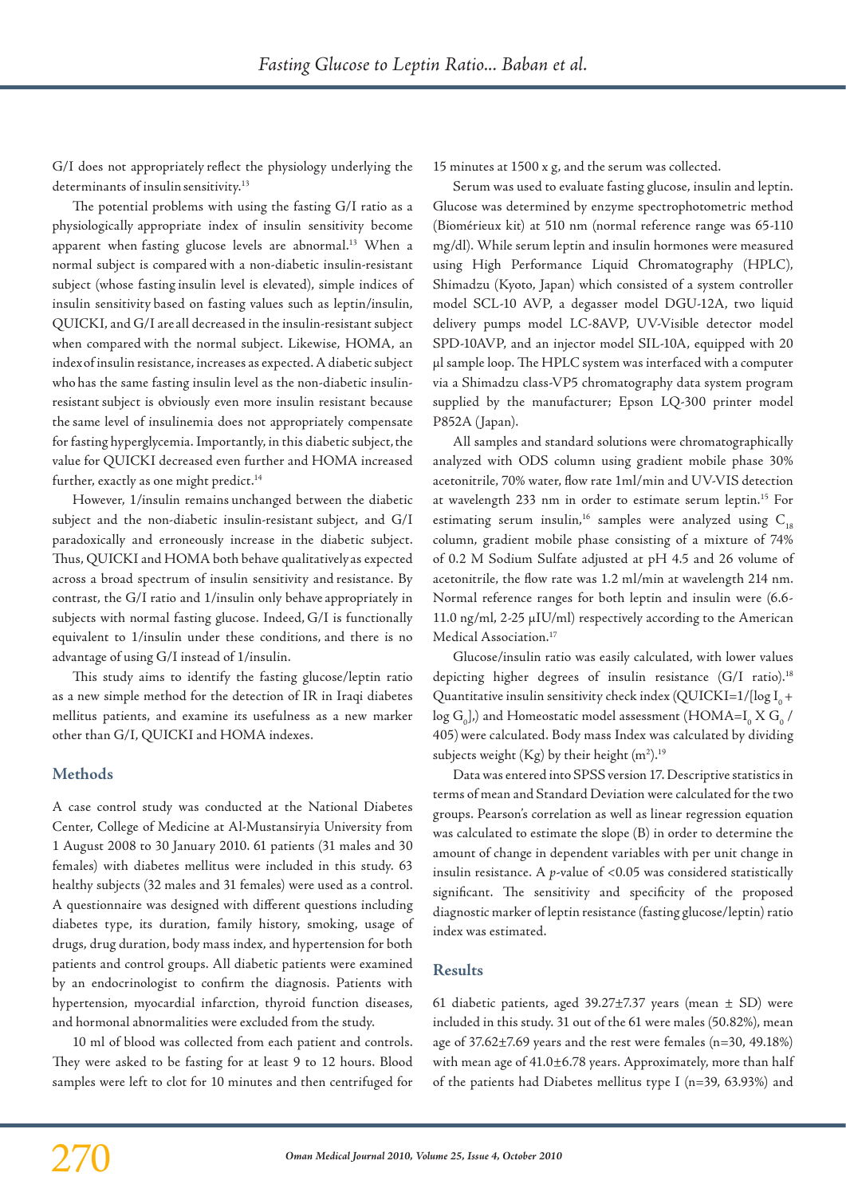G/I does not appropriately reflect the physiology underlying the determinants of insulin sensitivity.[13]

The potential problems with using the fasting G/I ratio as a physiologically appropriate index of insulin sensitivity become apparent when fasting glucose levels are abnormal.[13] When a normal subject is compared with a non-diabetic insulin-resistant subject (whose fasting insulin level is elevated), simple indices of insulin sensitivity based on fasting values such as leptin/insulin, QUICKI, and G/I are all decreased in the insulin-resistant subject when compared with the normal subject. Likewise, HOMA, an index of insulin resistance, increases as expected. A diabetic subject who has the same fasting insulin level as the non-diabetic insulin-resistant subject is obviously even more insulin resistant because the same level of insulinemia does not appropriately compensate for fasting hyperglycemia. Importantly, in this diabetic subject, the value for QUICKI decreased even further and HOMA increased further, exactly as one might predict.[14]

However, 1/insulin remains unchanged between the diabetic subject and the non-diabetic insulin-resistant subject, and G/I paradoxically and erroneously increase in the diabetic subject. Thus, QUICKI and HOMA both behave qualitatively as expected across a broad spectrum of insulin sensitivity and resistance. By contrast, the G/I ratio and 1/insulin only behave appropriately in subjects with normal fasting glucose. Indeed, G/I is functionally equivalent to 1/insulin under these conditions, and there is no advantage of using G/I instead of 1/insulin.

This study aims to identify the fasting glucose/leptin ratio as a new simple method for the detection of IR in Iraqi diabetes mellitus patients, and examine its usefulness as a new marker other than G/I, QUICKI and HOMA indexes.

## Methods

A case control study was conducted at the National Diabetes Center, College of Medicine at Al-Mustansiryia University from 1 August 2008 to 30 January 2010. 61 patients (31 males and 30 females) with diabetes mellitus were included in this study. 63 healthy subjects (32 males and 31 females) were used as a control. A questionnaire was designed with different questions including diabetes type, its duration, family history, smoking, usage of drugs, drug duration, body mass index, and hypertension for both patients and control groups. All diabetic patients were examined by an endocrinologist to confirm the diagnosis. Patients with hypertension, myocardial infarction, thyroid function diseases, and hormonal abnormalities were excluded from the study.

10 ml of blood was collected from each patient and controls. They were asked to be fasting for at least 9 to 12 hours. Blood samples were left to clot for 10 minutes and then centrifuged for 15 minutes at 1500 x g, and the serum was collected.

Serum was used to evaluate fasting glucose, insulin and leptin. Glucose was determined by enzyme spectrophotometric method (Biomérieux kit) at 510 nm (normal reference range was 65-110 mg/dl). While serum leptin and insulin hormones were measured using High Performance Liquid Chromatography (HPLC), Shimadzu (Kyoto, Japan) which consisted of a system controller model SCL-10 AVP, a degasser model DGU-12A, two liquid delivery pumps model LC-8AVP, UV-Visible detector model SPD-10AVP, and an injector model SIL-10A, equipped with 20 µl sample loop. The HPLC system was interfaced with a computer via a Shimadzu class-VP5 chromatography data system program supplied by the manufacturer; Epson LQ-300 printer model P852A (Japan).

All samples and standard solutions were chromatographically analyzed with ODS column using gradient mobile phase 30% acetonitrile, 70% water, flow rate 1ml/min and UV-VIS detection at wavelength 233 nm in order to estimate serum leptin.[15] For estimating serum insulin,[16] samples were analyzed using $C_{18}$ column, gradient mobile phase consisting of a mixture of 74% of 0.2 M Sodium Sulfate adjusted at pH 4.5 and 26 volume of acetonitrile, the flow rate was 1.2 ml/min at wavelength 214 nm. Normal reference ranges for both leptin and insulin were (6.6-11.0 ng/ml, 2-25 µIU/ml) respectively according to the American Medical Association.[17]

Glucose/insulin ratio was easily calculated, with lower values depicting higher degrees of insulin resistance (G/I ratio).[18] Quantitative insulin sensitivity check index (QUICKI=1/[log $I_0$ + log $G_0$],) and Homeostatic model assessment (HOMA=$I_0$ X $G_0$ / 405) were calculated. Body mass Index was calculated by dividing subjects weight (Kg) by their height ($m^2$).[19]

Data was entered into SPSS version 17. Descriptive statistics in terms of mean and Standard Deviation were calculated for the two groups. Pearson's correlation as well as linear regression equation was calculated to estimate the slope (B) in order to determine the amount of change in dependent variables with per unit change in insulin resistance. A *p*-value of <0.05 was considered statistically significant. The sensitivity and specificity of the proposed diagnostic marker of leptin resistance (fasting glucose/leptin) ratio index was estimated.

## Results

61 diabetic patients, aged 39.27±7.37 years (mean ± SD) were included in this study. 31 out of the 61 were males (50.82%), mean age of 37.62±7.69 years and the rest were females (n=30, 49.18%) with mean age of 41.0±6.78 years. Approximately, more than half of the patients had Diabetes mellitus type I (n=39, 63.93%) and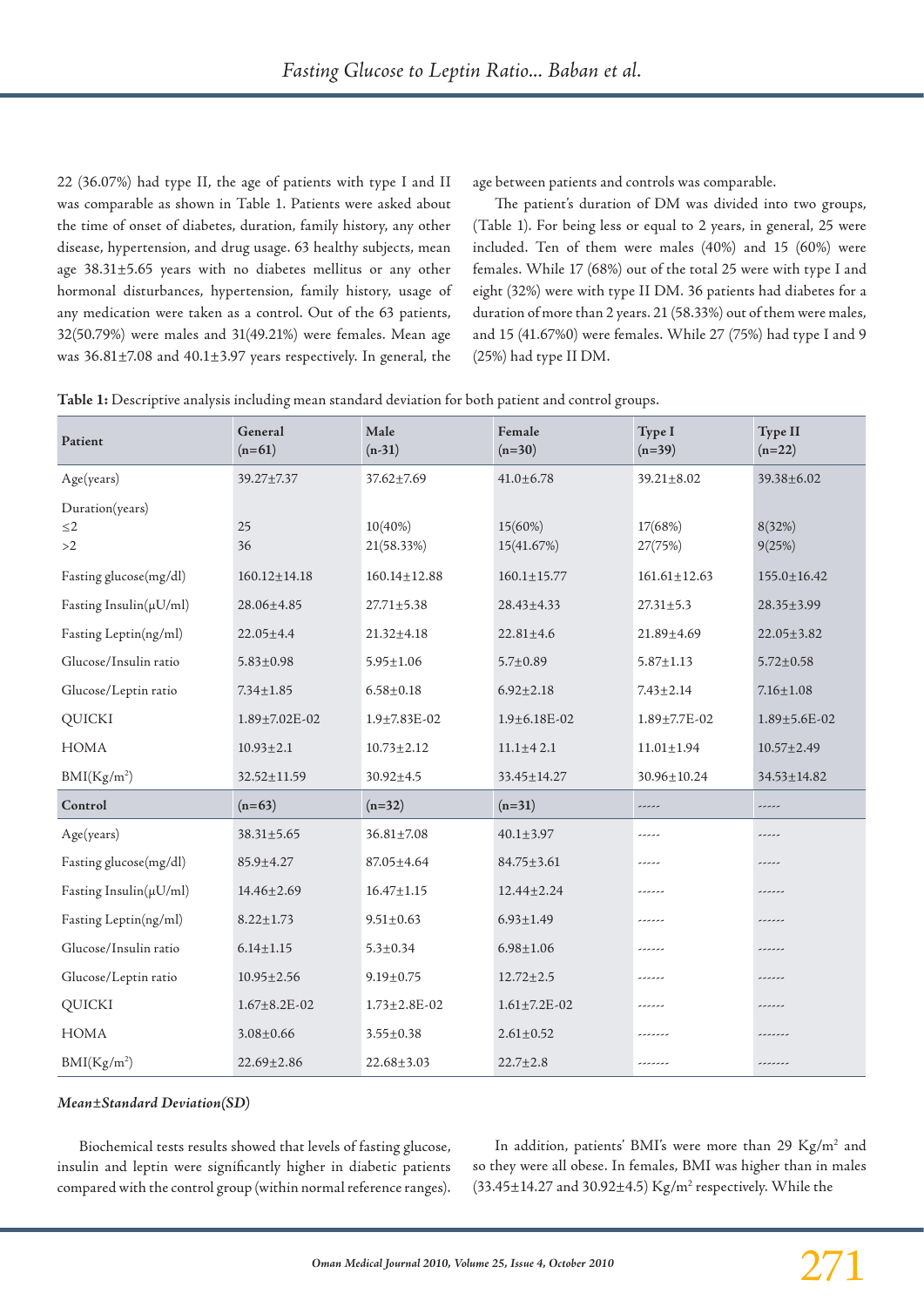22 (36.07%) had type II, the age of patients with type I and II was comparable as shown in Table 1. Patients were asked about the time of onset of diabetes, duration, family history, any other disease, hypertension, and drug usage. 63 healthy subjects, mean age 38.31±5.65 years with no diabetes mellitus or any other hormonal disturbances, hypertension, family history, usage of any medication were taken as a control. Out of the 63 patients, 32(50.79%) were males and 31(49.21%) were females. Mean age was 36.81±7.08 and 40.1±3.97 years respectively. In general, the age between patients and controls was comparable.

The patient's duration of DM was divided into two groups, (Table 1). For being less or equal to 2 years, in general, 25 were included. Ten of them were males (40%) and 15 (60%) were females. While 17 (68%) out of the total 25 were with type I and eight (32%) were with type II DM. 36 patients had diabetes for a duration of more than 2 years. 21 (58.33%) out of them were males, and 15 (41.67%0) were females. While 27 (75%) had type I and 9 (25%) had type II DM.

**Table 1:** Descriptive analysis including mean standard deviation for both patient and control groups.

| Patient | General (n=61) | Male (n-31) | Female (n=30) | Type I (n=39) | Type II (n=22) |
|---|---|---|---|---|---|
| Age(years) | 39.27±7.37 | 37.62±7.69 | 41.0±6.78 | 39.21±8.02 | 39.38±6.02 |
| Duration(years) | | | | | |
| ≤2 | 25 | 10(40%) | 15(60%) | 17(68%) | 8(32%) |
| >2 | 36 | 21(58.33%) | 15(41.67%) | 27(75%) | 9(25%) |
| Fasting glucose(mg/dl) | 160.12±14.18 | 160.14±12.88 | 160.1±15.77 | 161.61±12.63 | 155.0±16.42 |
| Fasting Insulin(μU/ml) | 28.06±4.85 | 27.71±5.38 | 28.43±4.33 | 27.31±5.3 | 28.35±3.99 |
| Fasting Leptin(ng/ml) | 22.05±4.4 | 21.32±4.18 | 22.81±4.6 | 21.89±4.69 | 22.05±3.82 |
| Glucose/Insulin ratio | 5.83±0.98 | 5.95±1.06 | 5.7±0.89 | 5.87±1.13 | 5.72±0.58 |
| Glucose/Leptin ratio | 7.34±1.85 | 6.58±0.18 | 6.92±2.18 | 7.43±2.14 | 7.16±1.08 |
| QUICKI | 1.89±7.02E-02 | 1.9±7.83E-02 | 1.9±6.18E-02 | 1.89±7.7E-02 | 1.89±5.6E-02 |
| HOMA | 10.93±2.1 | 10.73±2.12 | 11.1±4 2.1 | 11.01±1.94 | 10.57±2.49 |
| BMI(Kg/m$^2$) | 32.52±11.59 | 30.92±4.5 | 33.45±14.27 | 30.96±10.24 | 34.53±14.82 |
| **Control** | (n=63) | (n=32) | (n=31) | ----- | ----- |
| Age(years) | 38.31±5.65 | 36.81±7.08 | 40.1±3.97 | ----- | ----- |
| Fasting glucose(mg/dl) | 85.9±4.27 | 87.05±4.64 | 84.75±3.61 | ----- | ----- |
| Fasting Insulin(μU/ml) | 14.46±2.69 | 16.47±1.15 | 12.44±2.24 | ------ | ------ |
| Fasting Leptin(ng/ml) | 8.22±1.73 | 9.51±0.63 | 6.93±1.49 | ------ | ------ |
| Glucose/Insulin ratio | 6.14±1.15 | 5.3±0.34 | 6.98±1.06 | ------ | ------ |
| Glucose/Leptin ratio | 10.95±2.56 | 9.19±0.75 | 12.72±2.5 | ------ | ------ |
| QUICKI | 1.67±8.2E-02 | 1.73±2.8E-02 | 1.61±7.2E-02 | ------ | ------ |
| HOMA | 3.08±0.66 | 3.55±0.38 | 2.61±0.52 | ------- | ------- |
| BMI(Kg/m$^2$) | 22.69±2.86 | 22.68±3.03 | 22.7±2.8 | ------- | ------- |

*Mean±Standard Deviation(SD)*

Biochemical tests results showed that levels of fasting glucose, insulin and leptin were significantly higher in diabetic patients compared with the control group (within normal reference ranges).

In addition, patients' BMI's were more than 29 Kg/m$^2$ and so they were all obese. In females, BMI was higher than in males (33.45±14.27 and 30.92±4.5) Kg/m$^2$ respectively. While the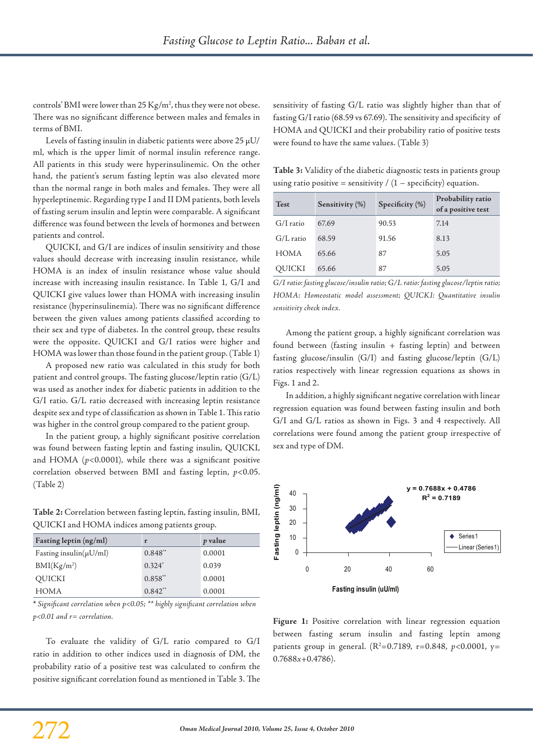controls' BMI were lower than 25 Kg/m$^2$, thus they were not obese. There was no significant difference between males and females in terms of BMI.

Levels of fasting insulin in diabetic patients were above 25 µU/ml, which is the upper limit of normal insulin reference range. All patients in this study were hyperinsulinemic. On the other hand, the patient's serum fasting leptin was also elevated more than the normal range in both males and females. They were all hyperleptinemic. Regarding type I and II DM patients, both levels of fasting serum insulin and leptin were comparable. A significant difference was found between the levels of hormones and between patients and control.

QUICKI, and G/I are indices of insulin sensitivity and those values should decrease with increasing insulin resistance, while HOMA is an index of insulin resistance whose value should increase with increasing insulin resistance. In Table 1, G/I and QUICKI give values lower than HOMA with increasing insulin resistance (hyperinsulinemia). There was no significant difference between the given values among patients classified according to their sex and type of diabetes. In the control group, these results were the opposite. QUICKI and G/I ratios were higher and HOMA was lower than those found in the patient group. (Table 1)

A proposed new ratio was calculated in this study for both patient and control groups. The fasting glucose/leptin ratio (G/L) was used as another index for diabetic patients in addition to the G/I ratio. G/L ratio decreased with increasing leptin resistance despite sex and type of classification as shown in Table 1. This ratio was higher in the control group compared to the patient group.

In the patient group, a highly significant positive correlation was found between fasting leptin and fasting insulin, QUICKI, and HOMA ($p$<0.0001), while there was a significant positive correlation observed between BMI and fasting leptin, $p$<0.05. (Table 2)

**Table 2:** Correlation between fasting leptin, fasting insulin, BMI, QUICKI and HOMA indices among patients group.

| Fasting leptin (ng/ml) | r | *p* value |
|---|---|---|
| Fasting insulin(µU/ml) | 0.848** | 0.0001 |
| BMI(Kg/m$^2$) | 0.324* | 0.039 |
| QUICKI | 0.858** | 0.0001 |
| HOMA | 0.842** | 0.0001 |

*\* Significant correlation when p<0.05; \*\* highly significant correlation when p<0.01 and r= correlation.*

To evaluate the validity of G/L ratio compared to G/I ratio in addition to other indices used in diagnosis of DM, the probability ratio of a positive test was calculated to confirm the positive significant correlation found as mentioned in Table 3. The sensitivity of fasting G/L ratio was slightly higher than that of fasting G/I ratio (68.59 vs 67.69). The sensitivity and specificity of HOMA and QUICKI and their probability ratio of positive tests were found to have the same values. (Table 3)

**Table 3:** Validity of the diabetic diagnostic tests in patients group using ratio positive = sensitivity / (1 – specificity) equation.

| Test | Sensitivity (%) | Specificity (%) | Probability ratio of a positive test |
|---|---|---|---|
| G/I ratio | 67.69 | 90.53 | 7.14 |
| G/L ratio | 68.59 | 91.56 | 8.13 |
| HOMA | 65.66 | 87 | 5.05 |
| QUICKI | 65.66 | 87 | 5.05 |

*G/I ratio: fasting glucose/insulin ratio; G/L ratio: fasting glucose/leptin ratio; HOMA: Homeostatic model assessment; QUICKI: Quantitative insulin sensitivity check index.*

Among the patient group, a highly significant correlation was found between (fasting insulin + fasting leptin) and between fasting glucose/insulin (G/I) and fasting glucose/leptin (G/L) ratios respectively with linear regression equations as shows in Figs. 1 and 2.

In addition, a highly significant negative correlation with linear regression equation was found between fasting insulin and both G/I and G/L ratios as shown in Figs. 3 and 4 respectively. All correlations were found among the patient group irrespective of sex and type of DM.

**Figure 1:** Positive correlation with linear regression equation between fasting serum insulin and fasting leptin among patients group in general. ($R^2$=0.7189, r=0.848, $p$<0.0001, y= 0.7688$x$+0.4786).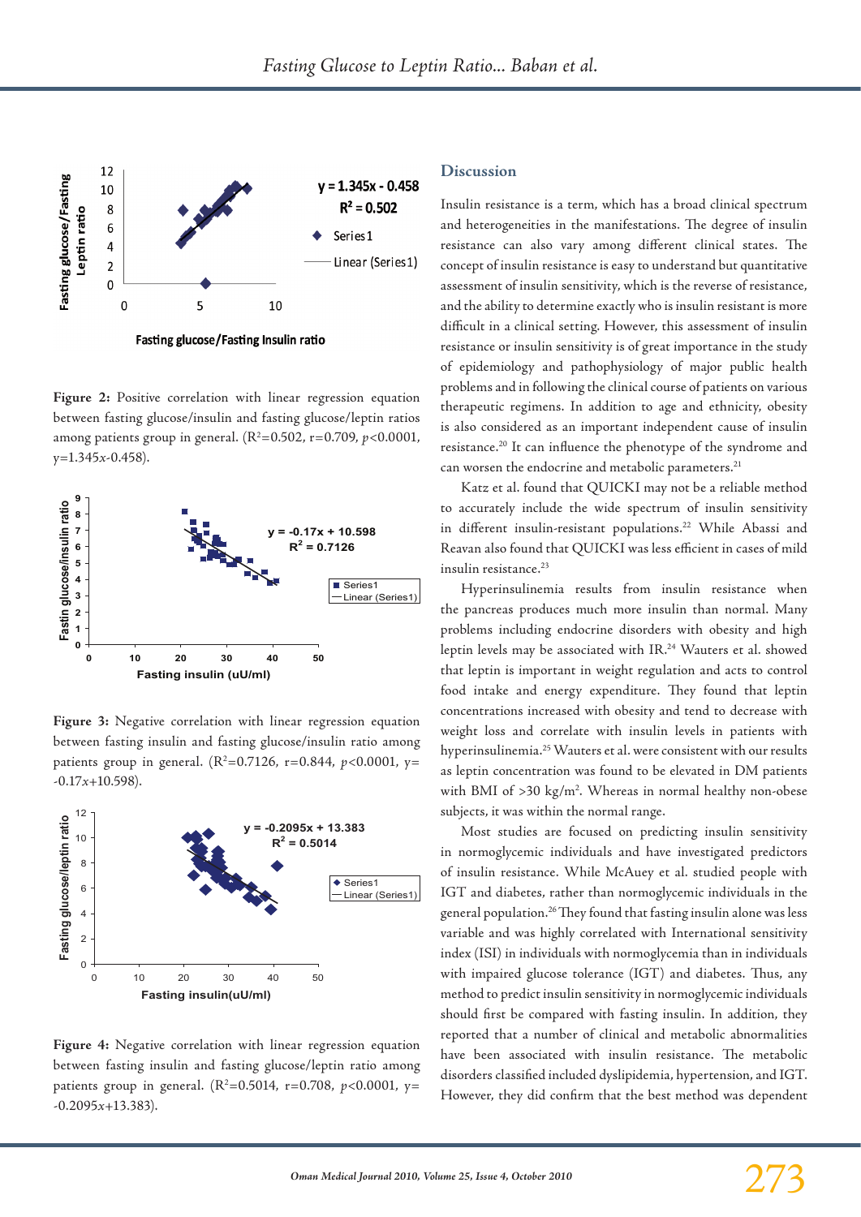Figure 2: Positive correlation with linear regression equation between fasting glucose/insulin and fasting glucose/leptin ratios among patients group in general. ($R^2$=0.502, r=0.709, $p$<0.0001, y=1.345$x$-0.458).

Figure 3: Negative correlation with linear regression equation between fasting insulin and fasting glucose/insulin ratio among patients group in general. ($R^2$=0.7126, r=0.844, $p$<0.0001, y= -0.17$x$+10.598).

Figure 4: Negative correlation with linear regression equation between fasting insulin and fasting glucose/leptin ratio among patients group in general. ($R^2$=0.5014, r=0.708, $p$<0.0001, y= -0.2095$x$+13.383).

## Discussion

Insulin resistance is a term, which has a broad clinical spectrum and heterogeneities in the manifestations. The degree of insulin resistance can also vary among different clinical states. The concept of insulin resistance is easy to understand but quantitative assessment of insulin sensitivity, which is the reverse of resistance, and the ability to determine exactly who is insulin resistant is more difficult in a clinical setting. However, this assessment of insulin resistance or insulin sensitivity is of great importance in the study of epidemiology and pathophysiology of major public health problems and in following the clinical course of patients on various therapeutic regimens. In addition to age and ethnicity, obesity is also considered as an important independent cause of insulin resistance.[20] It can influence the phenotype of the syndrome and can worsen the endocrine and metabolic parameters.[21]

Katz et al. found that QUICKI may not be a reliable method to accurately include the wide spectrum of insulin sensitivity in different insulin-resistant populations.[22] While Abassi and Reavan also found that QUICKI was less efficient in cases of mild insulin resistance.[23]

Hyperinsulinemia results from insulin resistance when the pancreas produces much more insulin than normal. Many problems including endocrine disorders with obesity and high leptin levels may be associated with IR.[24] Wauters et al. showed that leptin is important in weight regulation and acts to control food intake and energy expenditure. They found that leptin concentrations increased with obesity and tend to decrease with weight loss and correlate with insulin levels in patients with hyperinsulinemia.[25] Wauters et al. were consistent with our results as leptin concentration was found to be elevated in DM patients with BMI of >30 kg/m$^2$. Whereas in normal healthy non-obese subjects, it was within the normal range.

Most studies are focused on predicting insulin sensitivity in normoglycemic individuals and have investigated predictors of insulin resistance. While McAuey et al. studied people with IGT and diabetes, rather than normoglycemic individuals in the general population.[26] They found that fasting insulin alone was less variable and was highly correlated with International sensitivity index (ISI) in individuals with normoglycemia than in individuals with impaired glucose tolerance (IGT) and diabetes. Thus, any method to predict insulin sensitivity in normoglycemic individuals should first be compared with fasting insulin. In addition, they reported that a number of clinical and metabolic abnormalities have been associated with insulin resistance. The metabolic disorders classified included dyslipidemia, hypertension, and IGT. However, they did confirm that the best method was dependent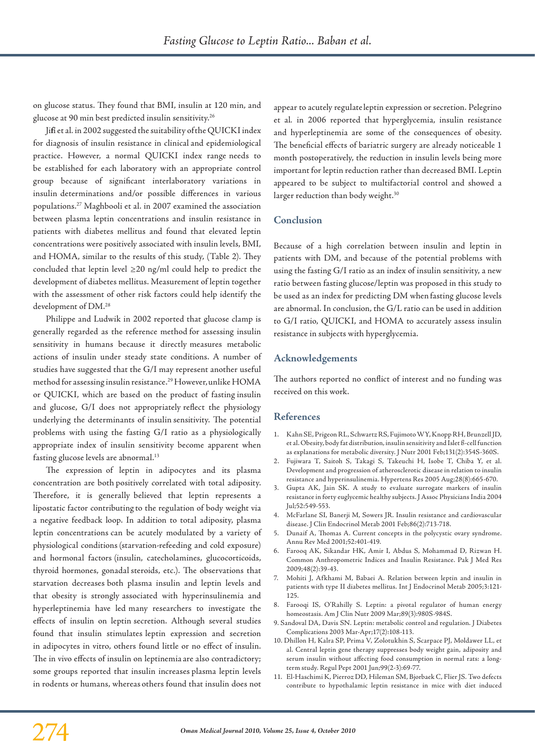on glucose status. They found that BMI, insulin at 120 min, and glucose at 90 min best predicted insulin sensitivity.[26]

Jifi et al. in 2002 suggested the suitability of the QUICKI index for diagnosis of insulin resistance in clinical and epidemiological practice. However, a normal QUICKI index range needs to be established for each laboratory with an appropriate control group because of significant interlaboratory variations in insulin determinations and/or possible differences in various populations.[27] Maghbooli et al. in 2007 examined the association between plasma leptin concentrations and insulin resistance in patients with diabetes mellitus and found that elevated leptin concentrations were positively associated with insulin levels, BMI, and HOMA, similar to the results of this study, (Table 2). They concluded that leptin level ≥20 ng/ml could help to predict the development of diabetes mellitus. Measurement of leptin together with the assessment of other risk factors could help identify the development of DM.[28]

Philippe and Ludwik in 2002 reported that glucose clamp is generally regarded as the reference method for assessing insulin sensitivity in humans because it directly measures metabolic actions of insulin under steady state conditions. A number of studies have suggested that the G/I may represent another useful method for assessing insulin resistance.[29] However, unlike HOMA or QUICKI, which are based on the product of fasting insulin and glucose, G/I does not appropriately reflect the physiology underlying the determinants of insulin sensitivity. The potential problems with using the fasting G/I ratio as a physiologically appropriate index of insulin sensitivity become apparent when fasting glucose levels are abnormal.[13]

The expression of leptin in adipocytes and its plasma concentration are both positively correlated with total adiposity. Therefore, it is generally believed that leptin represents a lipostatic factor contributing to the regulation of body weight via a negative feedback loop. In addition to total adiposity, plasma leptin concentrations can be acutely modulated by a variety of physiological conditions (starvation-refeeding and cold exposure) and hormonal factors (insulin, catecholamines, glucocorticoids, thyroid hormones, gonadal steroids, etc.). The observations that starvation decreases both plasma insulin and leptin levels and that obesity is strongly associated with hyperinsulinemia and hyperleptinemia have led many researchers to investigate the effects of insulin on leptin secretion. Although several studies found that insulin stimulates leptin expression and secretion in adipocytes in vitro, others found little or no effect of insulin. The in vivo effects of insulin on leptinemia are also contradictory; some groups reported that insulin increases plasma leptin levels in rodents or humans, whereas others found that insulin does not appear to acutely regulate leptin expression or secretion. Pelegrino et al. in 2006 reported that hyperglycemia, insulin resistance and hyperleptinemia are some of the consequences of obesity. The beneficial effects of bariatric surgery are already noticeable 1 month postoperatively, the reduction in insulin levels being more important for leptin reduction rather than decreased BMI. Leptin appeared to be subject to multifactorial control and showed a larger reduction than body weight.[30]

## Conclusion

Because of a high correlation between insulin and leptin in patients with DM, and because of the potential problems with using the fasting G/I ratio as an index of insulin sensitivity, a new ratio between fasting glucose/leptin was proposed in this study to be used as an index for predicting DM when fasting glucose levels are abnormal. In conclusion, the G/L ratio can be used in addition to G/I ratio, QUICKI, and HOMA to accurately assess insulin resistance in subjects with hyperglycemia.

## Acknowledgements

The authors reported no conflict of interest and no funding was received on this work.

## References

1. Kahn SE, Prigeon RL, Schwartz RS, Fujimoto WY, Knopp RH, Brunzell JD, et al. Obesity, body fat distribution, insulin sensitivity and Islet ß-cell function as explanations for metabolic diversity. J Nutr 2001 Feb;131(2):354S-360S.
2. Fujiwara T, Saitoh S, Takagi S, Takeuchi H, Isobe T, Chiba Y, et al. Development and progression of atherosclerotic disease in relation to insulin resistance and hyperinsulinemia. Hypertens Res 2005 Aug;28(8):665-670.
3. Gupta AK, Jain SK. A study to evaluate surrogate markers of insulin resistance in forty euglycemic healthy subjects. J Assoc Physicians India 2004 Jul;52:549-553.
4. McFarlane SI, Banerji M, Sowers JR. Insulin resistance and cardiovascular disease. J Clin Endocrinol Metab 2001 Feb;86(2):713-718.
5. Dunaif A, Thomas A. Current concepts in the polycystic ovary syndrome. Annu Rev Med 2001;52:401-419.
6. Farooq AK, Sikandar HK, Amir I, Abdus S, Mohammad D, Rizwan H. Common Anthropometric Indices and Insulin Resistance. Pak J Med Res 2009;48(2):39-43.
7. Mohiti J, Afkhami M, Babaei A. Relation between leptin and insulin in patients with type II diabetes mellitus. Int J Endocrinol Metab 2005;3:121-125.
8. Farooqi IS, O'Rahilly S. Leptin: a pivotal regulator of human energy homeostasis. Am J Clin Nutr 2009 Mar;89(3):980S-984S.
9. Sandoval DA, Davis SN. Leptin: metabolic control and regulation. J Diabetes Complications 2003 Mar-Apr;17(2):108-113.
10. Dhillon H, Kalra SP, Prima V, Zolotukhin S, Scarpace PJ, Moldawer LL, et al. Central leptin gene therapy suppresses body weight gain, adiposity and serum insulin without affecting food consumption in normal rats: a long-term study. Regul Pept 2001 Jun;99(2-3):69-77.
11. El-Haschimi K, Pierroz DD, Hileman SM, Bjorbaek C, Flier JS. Two defects contribute to hypothalamic leptin resistance in mice with diet induced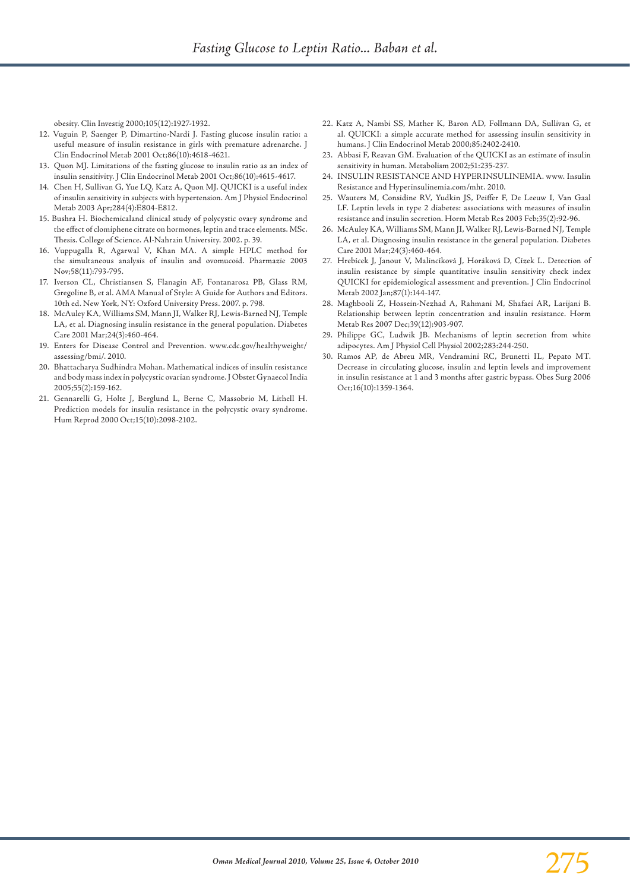obesity. Clin Investig 2000;105(12):1927-1932.

12. Vuguin P, Saenger P, Dimartino-Nardi J. Fasting glucose insulin ratio: a useful measure of insulin resistance in girls with premature adrenarche. J Clin Endocrinol Metab 2001 Oct;86(10):4618-4621.
13. Quon MJ. Limitations of the fasting glucose to insulin ratio as an index of insulin sensitivity. J Clin Endocrinol Metab 2001 Oct;86(10):4615-4617.
14. Chen H, Sullivan G, Yue LQ, Katz A, Quon MJ. QUICKI is a useful index of insulin sensitivity in subjects with hypertension. Am J Physiol Endocrinol Metab 2003 Apr;284(4):E804-E812.
15. Bushra H. Biochemicaland clinical study of polycystic ovary syndrome and the effect of clomiphene citrate on hormones, leptin and trace elements. MSc. Thesis. College of Science. Al-Nahrain University. 2002. p. 39.
16. Vuppugalla R, Agarwal V, Khan MA. A simple HPLC method for the simultaneous analysis of insulin and ovomucoid. Pharmazie 2003 Nov;58(11):793-795.
17. Iverson CL, Christiansen S, Flanagin AF, Fontanarosa PB, Glass RM, Gregoline B, et al. AMA Manual of Style: A Guide for Authors and Editors. 10th ed. New York, NY: Oxford University Press. 2007. p. 798.
18. McAuley KA, Williams SM, Mann JI, Walker RJ, Lewis-Barned NJ, Temple LA, et al. Diagnosing insulin resistance in the general population. Diabetes Care 2001 Mar;24(3):460-464.
19. Enters for Disease Control and Prevention. www.cdc.gov/healthyweight/assessing/bmi/. 2010.
20. Bhattacharya Sudhindra Mohan. Mathematical indices of insulin resistance and body mass index in polycystic ovarian syndrome. J Obstet Gynaecol India 2005;55(2):159-162.
21. Gennarelli G, Holte J, Berglund L, Berne C, Massobrio M, Lithell H. Prediction models for insulin resistance in the polycystic ovary syndrome. Hum Reprod 2000 Oct;15(10):2098-2102.
22. Katz A, Nambi SS, Mather K, Baron AD, Follmann DA, Sullivan G, et al. QUICKI: a simple accurate method for assessing insulin sensitivity in humans. J Clin Endocrinol Metab 2000;85:2402-2410.
23. Abbasi F, Reavan GM. Evaluation of the QUICKI as an estimate of insulin sensitivity in human. Metabolism 2002;51:235-237.
24. INSULIN RESISTANCE AND HYPERINSULINEMIA. www. Insulin Resistance and Hyperinsulinemia.com/mht. 2010.
25. Wauters M, Considine RV, Yudkin JS, Peiffer F, De Leeuw I, Van Gaal LF. Leptin levels in type 2 diabetes: associations with measures of insulin resistance and insulin secretion. Horm Metab Res 2003 Feb;35(2):92-96.
26. McAuley KA, Williams SM, Mann JI, Walker RJ, Lewis-Barned NJ, Temple LA, et al. Diagnosing insulin resistance in the general population. Diabetes Care 2001 Mar;24(3):460-464.
27. Hrebícek J, Janout V, Malincíková J, Horáková D, Cízek L. Detection of insulin resistance by simple quantitative insulin sensitivity check index QUICKI for epidemiological assessment and prevention. J Clin Endocrinol Metab 2002 Jan;87(1):144-147.
28. Maghbooli Z, Hossein-Nezhad A, Rahmani M, Shafaei AR, Larijani B. Relationship between leptin concentration and insulin resistance. Horm Metab Res 2007 Dec;39(12):903-907.
29. Philippe GC, Ludwik JB. Mechanisms of leptin secretion from white adipocytes. Am J Physiol Cell Physiol 2002;283:244-250.
30. Ramos AP, de Abreu MR, Vendramini RC, Brunetti IL, Pepato MT. Decrease in circulating glucose, insulin and leptin levels and improvement in insulin resistance at 1 and 3 months after gastric bypass. Obes Surg 2006 Oct;16(10):1359-1364.